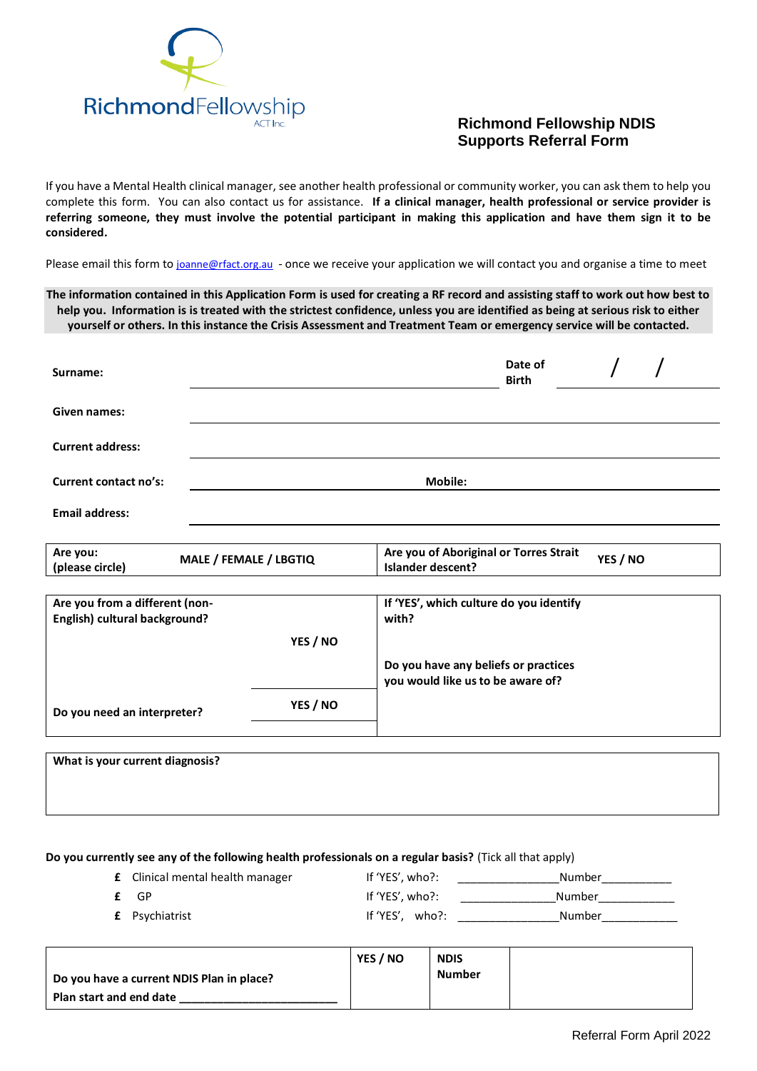RichmondFellowship
ACT Inc.

# Richmond Fellowship NDIS Supports Referral Form

If you have a Mental Health clinical manager, see another health professional or community worker, you can ask them to help you complete this form. You can also contact us for assistance. **If a clinical manager, health professional or service provider is referring someone, they must involve the potential participant in making this application and have them sign it to be considered.**

Please email this form to joanne@rfact.org.au - once we receive your application we will contact you and organise a time to meet

**The information contained in this Application Form is used for creating a RF record and assisting staff to work out how best to help you. Information is is treated with the strictest confidence, unless you are identified as being at serious risk to either yourself or others. In this instance the Crisis Assessment and Treatment Team or emergency service will be contacted.**

**Surname:** ______________________ **Date of Birth** ____ / ____ / ____

**Given names:** ______________________

**Current address:** ______________________

**Current contact no's:** ______________ **Mobile:** ______________

**Email address:** ______________________

| **Are you: (please circle)** | **MALE / FEMALE / LBGTIQ** | **Are you of Aboriginal or Torres Strait Islander descent?** | **YES / NO** |
|---|---|---|---|

| **Are you from a different (non-English) cultural background?** | **YES / NO** | **If 'YES', which culture do you identify with?**<br><br>**Do you have any beliefs or practices you would like us to be aware of?** |
|---|---|---|
| **Do you need an interpreter?** | **YES / NO** | |

| **What is your current diagnosis?** |
|---|
| |

**Do you currently see any of the following health professionals on a regular basis?** (Tick all that apply)

- £ Clinical mental health manager — If 'YES', who?: ________________ Number___________
- £ GP — If 'YES', who?: ________________ Number____________
- £ Psychiatrist — If 'YES', who?: ________________ Number____________

| **Do you have a current NDIS Plan in place?**<br>**Plan start and end date** ________________________ | **YES / NO** | **NDIS Number** | |
|---|---|---|---|

Referral Form April 2022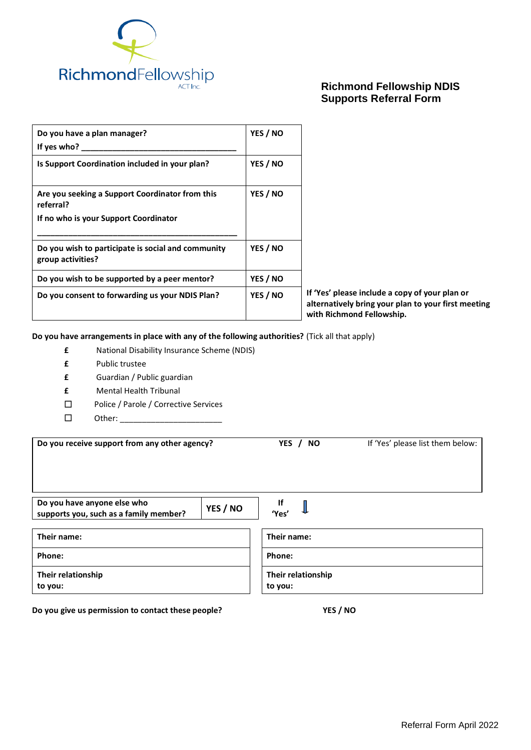RichmondFellowship ACT Inc.

## Richmond Fellowship NDIS Supports Referral Form

| | | |
|---|---|---|
| **Do you have a plan manager?** **If yes who? ___________________________________** | **YES / NO** | |
| **Is Support Coordination included in your plan?** | **YES / NO** | |
| **Are you seeking a Support Coordinator from this referral?** **If no who is your Support Coordinator** **_____________________________________________** | **YES / NO** | |
| **Do you wish to participate is social and community group activities?** | **YES / NO** | |
| **Do you wish to be supported by a peer mentor?** | **YES / NO** | |
| **Do you consent to forwarding us your NDIS Plan?** | **YES / NO** | **If 'Yes' please include a copy of your plan or alternatively bring your plan to your first meeting with Richmond Fellowship.** |

**Do you have arrangements in place with any of the following authorities?** (Tick all that apply)

- £ National Disability Insurance Scheme (NDIS)
- £ Public trustee
- £ Guardian / Public guardian
- £ Mental Health Tribunal
- ☐ Police / Parole / Corrective Services
- ☐ Other: _______________________

| **Do you receive support from any other agency?** | **YES / NO** | If 'Yes' please list them below: |
|---|---|---|
| | | |

| **Do you have anyone else who supports you, such as a family member?** | **YES / NO** | **If 'Yes'** ⇩ |
|---|---|---|

| | |
|---|---|
| **Their name:** | **Their name:** |
| **Phone:** | **Phone:** |
| **Their relationship to you:** | **Their relationship to you:** |

**Do you give us permission to contact these people?** **YES / NO**

Referral Form April 2022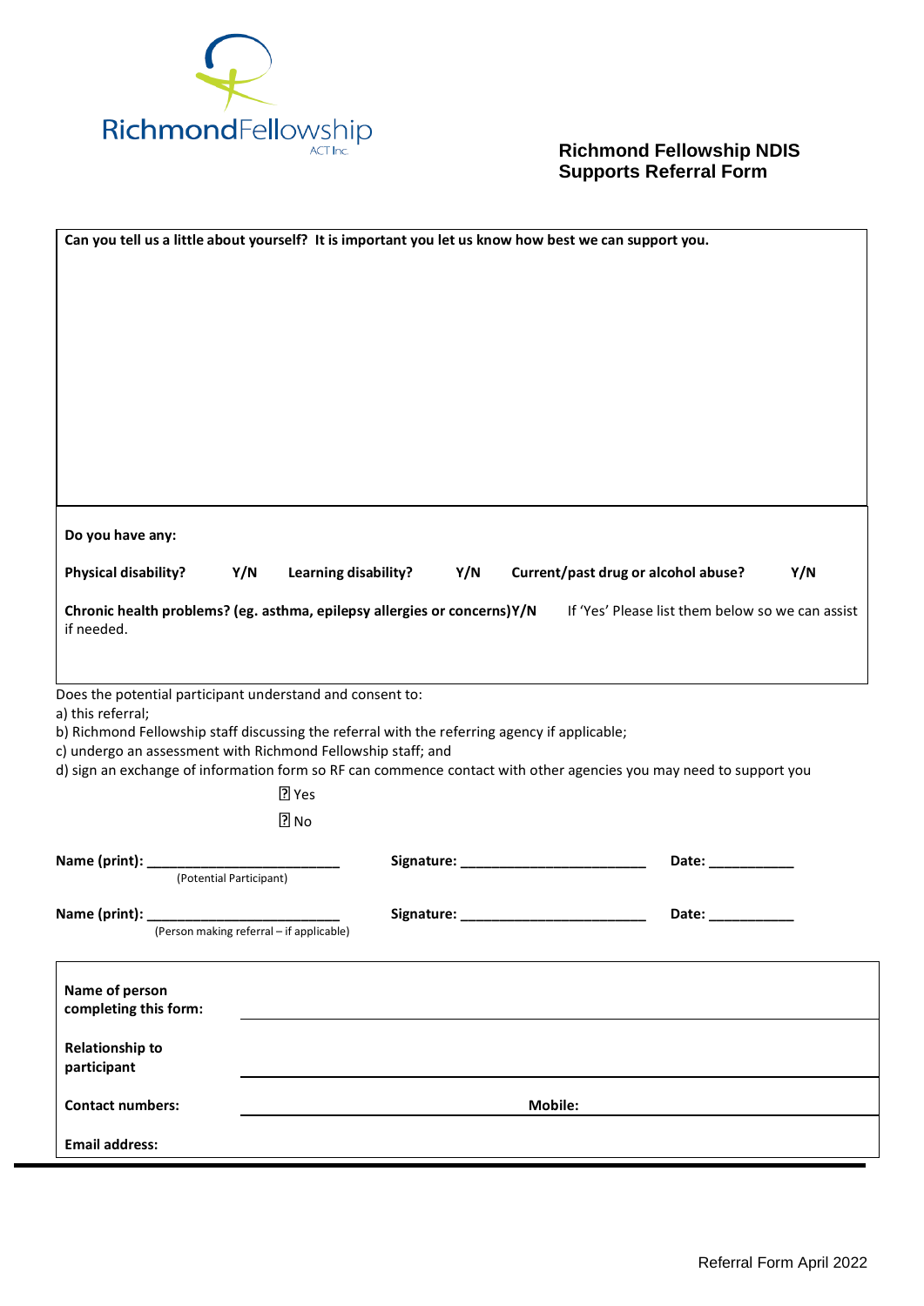RichmondFellowship ACT Inc.

## Richmond Fellowship NDIS Supports Referral Form

**Can you tell us a little about yourself? It is important you let us know how best we can support you.**

**Do you have any:**

**Physical disability?** **Y/N** **Learning disability?** **Y/N** **Current/past drug or alcohol abuse?** **Y/N**

**Chronic health problems? (eg. asthma, epilepsy allergies or concerns)Y/N** If 'Yes' Please list them below so we can assist if needed.

Does the potential participant understand and consent to:
a) this referral;
b) Richmond Fellowship staff discussing the referral with the referring agency if applicable;
c) undergo an assessment with Richmond Fellowship staff; and
d) sign an exchange of information form so RF can commence contact with other agencies you may need to support you

☐ Yes

☐ No

**Name (print):** ________________________ **Signature:** ________________________ **Date:** ___________
(Potential Participant)

**Name (print):** ________________________ **Signature:** ________________________ **Date:** ___________
(Person making referral – if applicable)

| | | | |
|---|---|---|---|
| **Name of person completing this form:** | | | |
| **Relationship to participant** | | | |
| **Contact numbers:** | | **Mobile:** | |
| **Email address:** | | | |

Referral Form April 2022